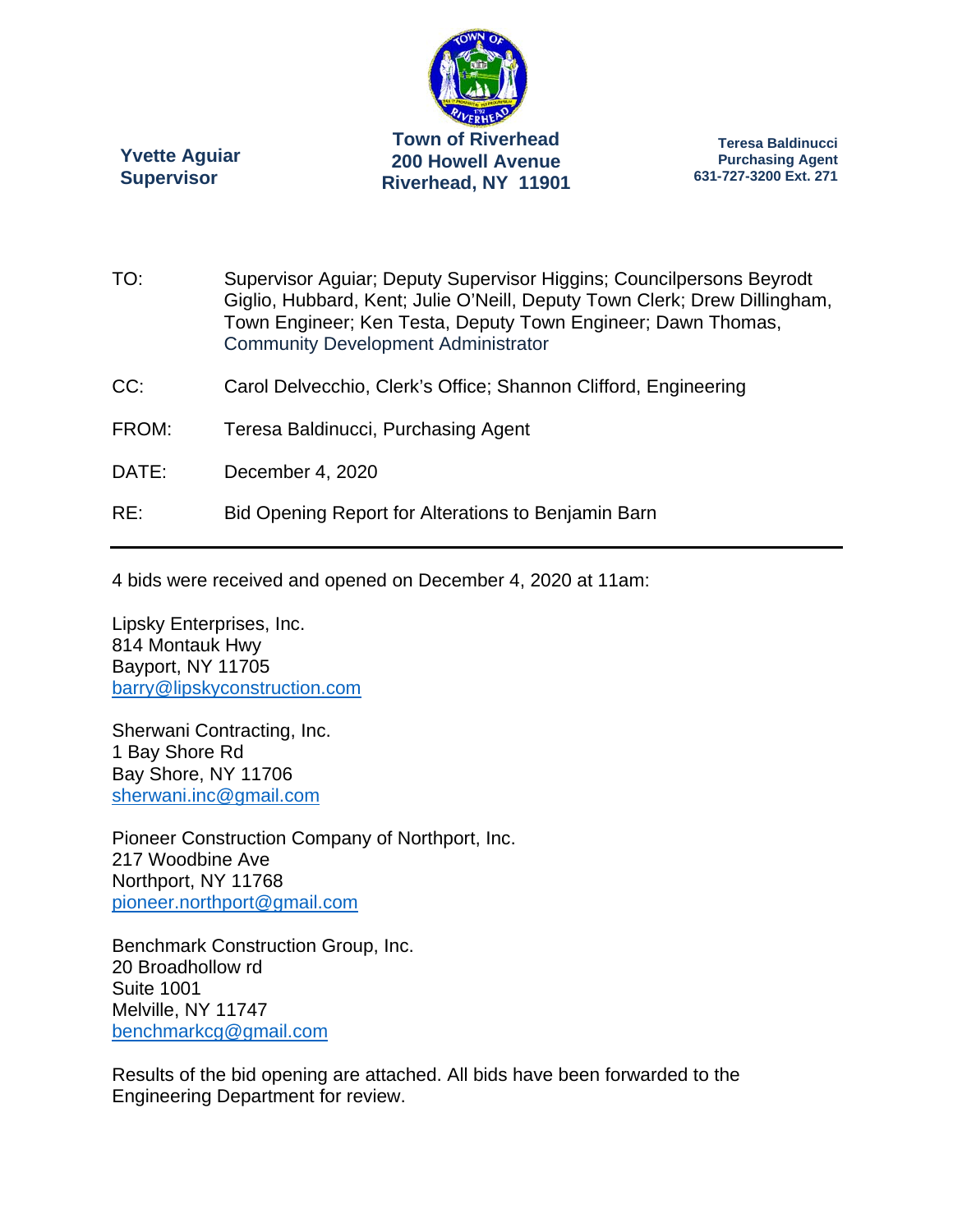**Yvette Aguiar**
**Supervisor**

**Town of Riverhead**
**200 Howell Avenue**
**Riverhead, NY 11901**

**Teresa Baldinucci**
**Purchasing Agent**
**631-727-3200 Ext. 271**

TO: Supervisor Aguiar; Deputy Supervisor Higgins; Councilpersons Beyrodt Giglio, Hubbard, Kent; Julie O'Neill, Deputy Town Clerk; Drew Dillingham, Town Engineer; Ken Testa, Deputy Town Engineer; Dawn Thomas, Community Development Administrator

CC: Carol Delvecchio, Clerk's Office; Shannon Clifford, Engineering

FROM: Teresa Baldinucci, Purchasing Agent

DATE: December 4, 2020

RE: Bid Opening Report for Alterations to Benjamin Barn

---

4 bids were received and opened on December 4, 2020 at 11am:

Lipsky Enterprises, Inc.
814 Montauk Hwy
Bayport, NY 11705
barry@lipskyconstruction.com

Sherwani Contracting, Inc.
1 Bay Shore Rd
Bay Shore, NY 11706
sherwani.inc@gmail.com

Pioneer Construction Company of Northport, Inc.
217 Woodbine Ave
Northport, NY 11768
pioneer.northport@gmail.com

Benchmark Construction Group, Inc.
20 Broadhollow rd
Suite 1001
Melville, NY 11747
benchmarkcg@gmail.com

Results of the bid opening are attached. All bids have been forwarded to the Engineering Department for review.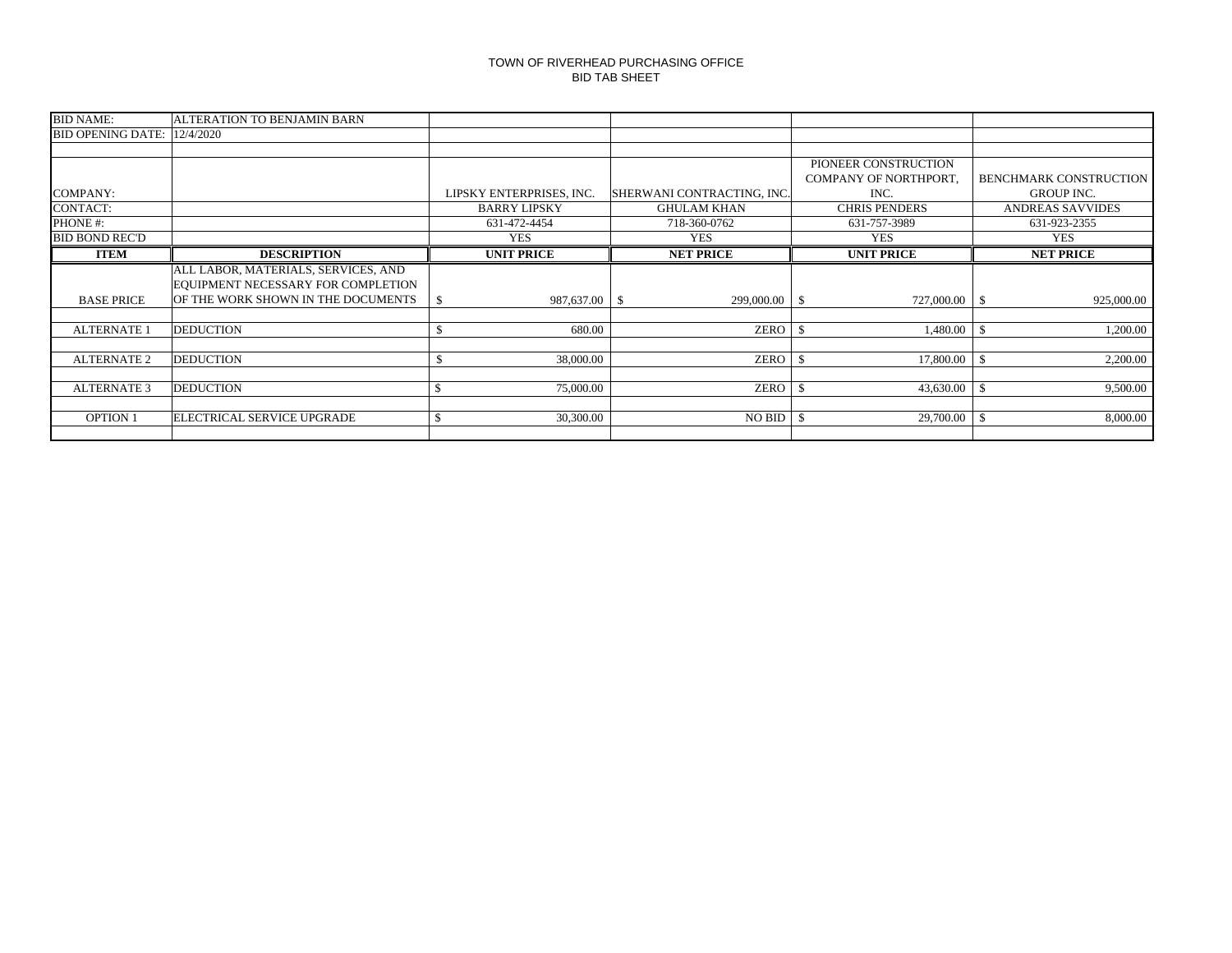TOWN OF RIVERHEAD PURCHASING OFFICE
BID TAB SHEET

| | | | | | |
|---|---|---|---|---|---|
| BID NAME: | ALTERATION TO BENJAMIN BARN | | | | |
| BID OPENING DATE: | 12/4/2020 | | | | |
| | | | | | |
| COMPANY: | | LIPSKY ENTERPRISES, INC. | SHERWANI CONTRACTING, INC. | PIONEER CONSTRUCTION COMPANY OF NORTHPORT, INC. | BENCHMARK CONSTRUCTION GROUP INC. |
| CONTACT: | | BARRY LIPSKY | GHULAM KHAN | CHRIS PENDERS | ANDREAS SAVVIDES |
| PHONE #: | | 631-472-4454 | 718-360-0762 | 631-757-3989 | 631-923-2355 |
| BID BOND REC'D | | YES | YES | YES | YES |
| **ITEM** | **DESCRIPTION** | **UNIT PRICE** | **NET PRICE** | **UNIT PRICE** | **NET PRICE** |
| BASE PRICE | ALL LABOR, MATERIALS, SERVICES, AND EQUIPMENT NECESSARY FOR COMPLETION OF THE WORK SHOWN IN THE DOCUMENTS | $ 987,637.00 | $ 299,000.00 | $ 727,000.00 | $ 925,000.00 |
| | | | | | |
| ALTERNATE 1 | DEDUCTION | $ 680.00 | ZERO | $ 1,480.00 | $ 1,200.00 |
| | | | | | |
| ALTERNATE 2 | DEDUCTION | $ 38,000.00 | ZERO | $ 17,800.00 | $ 2,200.00 |
| | | | | | |
| ALTERNATE 3 | DEDUCTION | $ 75,000.00 | ZERO | $ 43,630.00 | $ 9,500.00 |
| | | | | | |
| OPTION 1 | ELECTRICAL SERVICE UPGRADE | $ 30,300.00 | NO BID | $ 29,700.00 | $ 8,000.00 |
| | | | | | |